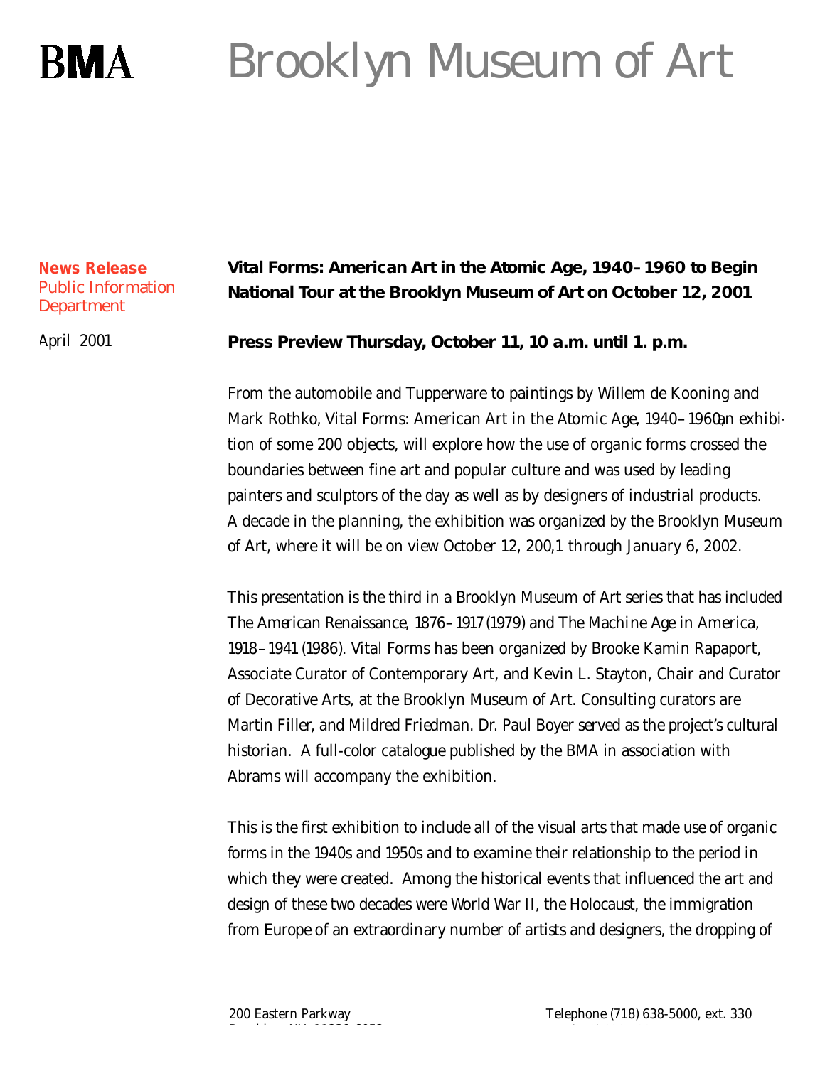# BMA Brooklyn Museum of Art

**News Release**
Public Information Department

April 2001

**Vital Forms: American Art in the Atomic Age, 1940–1960 to Begin National Tour at the Brooklyn Museum of Art on October 12, 2001**

**Press Preview Thursday, October 11, 10 a.m. until 1. p.m.**

From the automobile and Tupperware to paintings by Willem de Kooning and Mark Rothko, *Vital Forms: American Art in the Atomic Age, 1940–1960*, an exhibition of some 200 objects, will explore how the use of organic forms crossed the boundaries between fine art and popular culture and was used by leading painters and sculptors of the day as well as by designers of industrial products. A decade in the planning, the exhibition was organized by the Brooklyn Museum of Art, where it will be on view October 12, 200,1 through January 6, 2002.

This presentation is the third in a Brooklyn Museum of Art series that has included *The American Renaissance, 1876–1917* (1979) and *The Machine Age in America, 1918–1941* (1986). *Vital Forms* has been organized by Brooke Kamin Rapaport, Associate Curator of Contemporary Art, and Kevin L. Stayton, Chair and Curator of Decorative Arts, at the Brooklyn Museum of Art. Consulting curators are Martin Filler, and Mildred Friedman. Dr. Paul Boyer served as the project's cultural historian. A full-color catalogue published by the BMA in association with Abrams will accompany the exhibition.

This is the first exhibition to include all of the visual arts that made use of organic forms in the 1940s and 1950s and to examine their relationship to the period in which they were created. Among the historical events that influenced the art and design of these two decades were World War II, the Holocaust, the immigration from Europe of an extraordinary number of artists and designers, the dropping of

200 Eastern Parkway
Telephone (718) 638-5000, ext. 330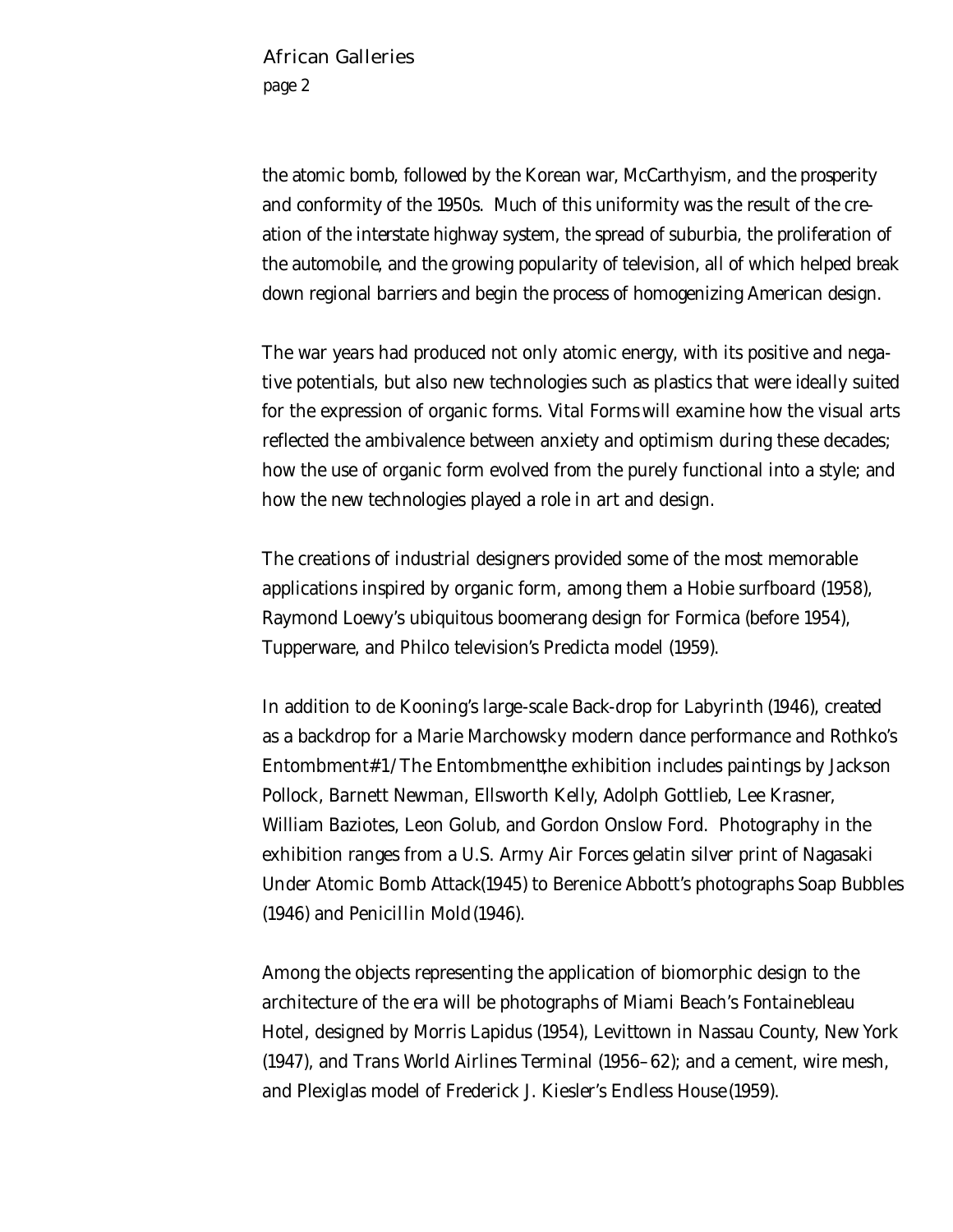the atomic bomb, followed by the Korean war, McCarthyism, and the prosperity and conformity of the 1950s. Much of this uniformity was the result of the creation of the interstate highway system, the spread of suburbia, the proliferation of the automobile, and the growing popularity of television, all of which helped break down regional barriers and begin the process of homogenizing American design.

The war years had produced not only atomic energy, with its positive and negative potentials, but also new technologies such as plastics that were ideally suited for the expression of organic forms. *Vital Forms* will examine how the visual arts reflected the ambivalence between anxiety and optimism during these decades; how the use of organic form evolved from the purely functional into a style; and how the new technologies played a role in art and design.

The creations of industrial designers provided some of the most memorable applications inspired by organic form, among them a Hobie surfboard (1958), Raymond Loewy's ubiquitous boomerang design for Formica (before 1954), Tupperware, and Philco television's Predicta model (1959).

In addition to de Kooning's large-scale *Back-drop for Labyrinth* (1946), created as a backdrop for a Marie Marchowsky modern dance performance and Rothko's *Entombment #1/The Entombment*, the exhibition includes paintings by Jackson Pollock, Barnett Newman, Ellsworth Kelly, Adolph Gottlieb, Lee Krasner, William Baziotes, Leon Golub, and Gordon Onslow Ford. Photography in the exhibition ranges from a U.S. Army Air Forces gelatin silver print of *Nagasaki Under Atomic Bomb Attack* (1945) to Berenice Abbott's photographs *Soap Bubbles* (1946) and *Penicillin Mold* (1946).

Among the objects representing the application of biomorphic design to the architecture of the era will be photographs of Miami Beach's Fontainebleau Hotel, designed by Morris Lapidus (1954), Levittown in Nassau County, New York (1947), and Trans World Airlines Terminal (1956–62); and a cement, wire mesh, and Plexiglas model of Frederick J. Kiesler's *Endless House* (1959).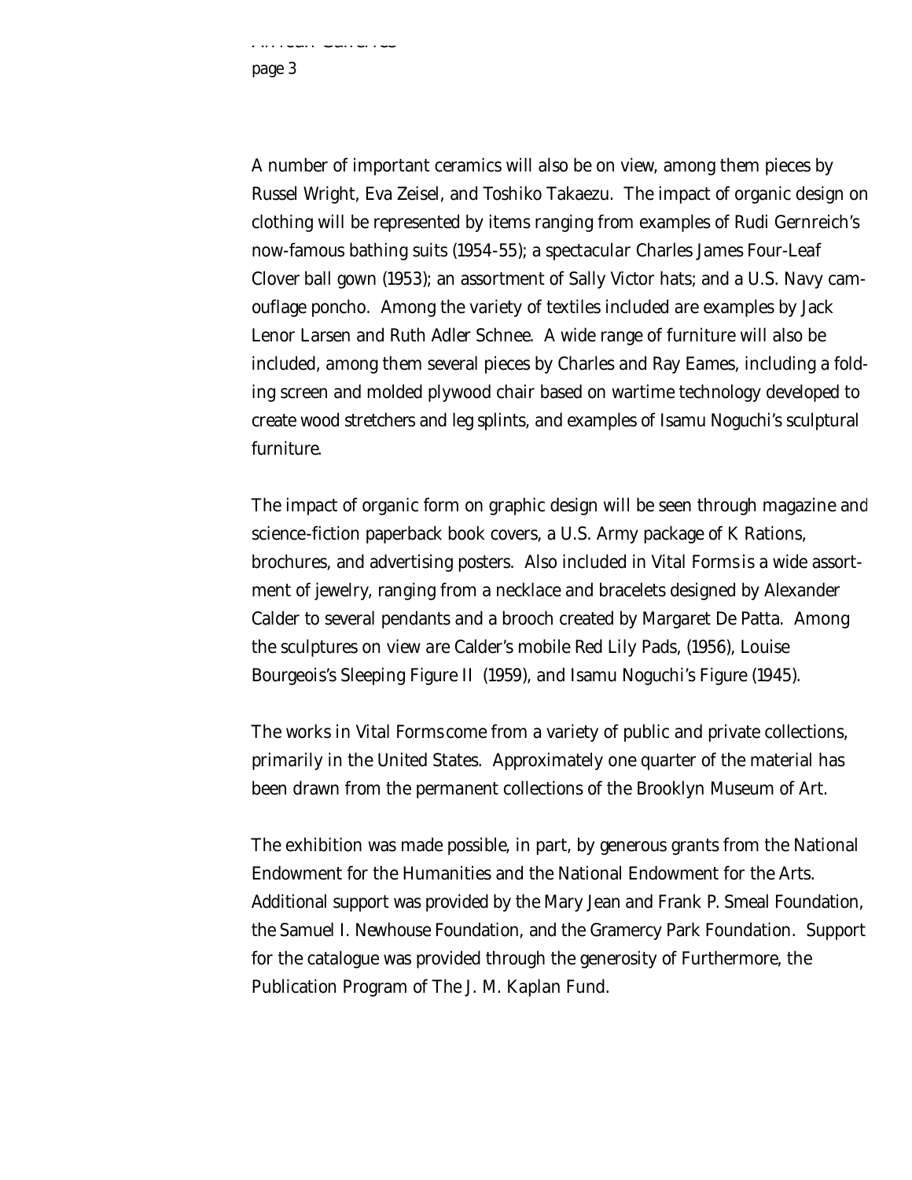A number of important ceramics will also be on view, among them pieces by Russel Wright, Eva Zeisel, and Toshiko Takaezu. The impact of organic design on clothing will be represented by items ranging from examples of Rudi Gernreich's now-famous bathing suits (1954-55); a spectacular Charles James Four-Leaf Clover ball gown (1953); an assortment of Sally Victor hats; and a U.S. Navy camouflage poncho. Among the variety of textiles included are examples by Jack Lenor Larsen and Ruth Adler Schnee. A wide range of furniture will also be included, among them several pieces by Charles and Ray Eames, including a folding screen and molded plywood chair based on wartime technology developed to create wood stretchers and leg splints, and examples of Isamu Noguchi's sculptural furniture.

The impact of organic form on graphic design will be seen through magazine and science-fiction paperback book covers, a U.S. Army package of K Rations, brochures, and advertising posters. Also included in *Vital Forms* is a wide assortment of jewelry, ranging from a necklace and bracelets designed by Alexander Calder to several pendants and a brooch created by Margaret De Patta. Among the sculptures on view are Calder's mobile *Red Lily Pads*, (1956), Louise Bourgeois's *Sleeping Figure II* (1959), and Isamu Noguchi's *Figure* (1945).

The works in *Vital Forms* come from a variety of public and private collections, primarily in the United States. Approximately one quarter of the material has been drawn from the permanent collections of the Brooklyn Museum of Art.

The exhibition was made possible, in part, by generous grants from the National Endowment for the Humanities and the National Endowment for the Arts. Additional support was provided by the Mary Jean and Frank P. Smeal Foundation, the Samuel I. Newhouse Foundation, and the Gramercy Park Foundation. Support for the catalogue was provided through the generosity of Furthermore, the Publication Program of The J. M. Kaplan Fund.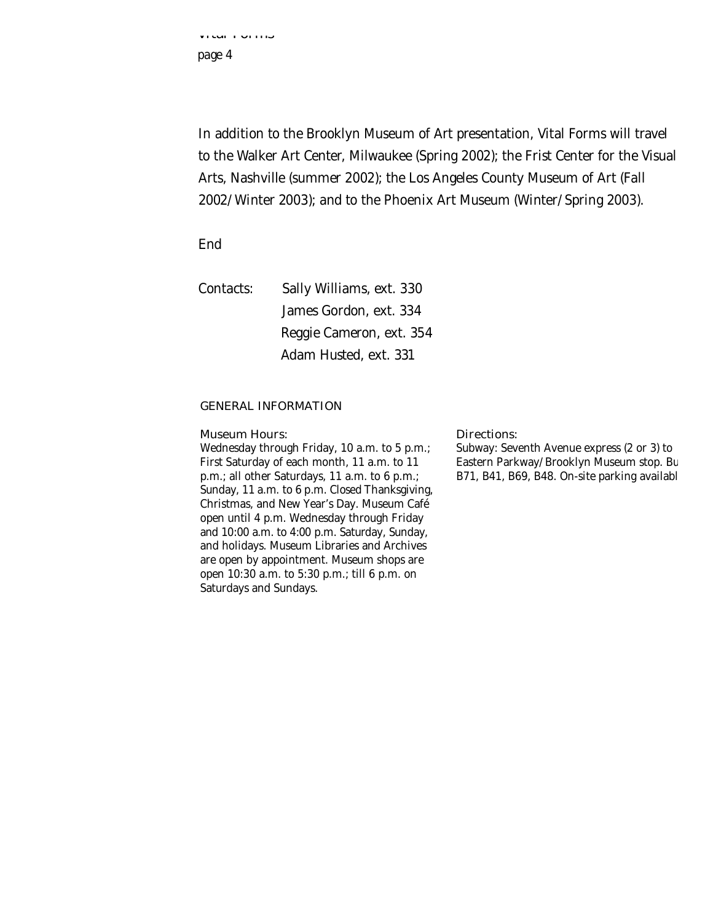In addition to the Brooklyn Museum of Art presentation, Vital Forms will travel to the Walker Art Center, Milwaukee (Spring 2002); the Frist Center for the Visual Arts, Nashville (summer 2002); the Los Angeles County Museum of Art (Fall 2002/Winter 2003); and to the Phoenix Art Museum (Winter/Spring 2003).

End

Contacts: Sally Williams, ext. 330
James Gordon, ext. 334
Reggie Cameron, ext. 354
Adam Husted, ext. 331

GENERAL INFORMATION

Museum Hours:
Wednesday through Friday, 10 a.m. to 5 p.m.; First Saturday of each month, 11 a.m. to 11 p.m.; all other Saturdays, 11 a.m. to 6 p.m.; Sunday, 11 a.m. to 6 p.m. Closed Thanksgiving, Christmas, and New Year's Day. Museum Café open until 4 p.m. Wednesday through Friday and 10:00 a.m. to 4:00 p.m. Saturday, Sunday, and holidays. Museum Libraries and Archives are open by appointment. Museum shops are open 10:30 a.m. to 5:30 p.m.; till 6 p.m. on Saturdays and Sundays.

Directions:
Subway: Seventh Avenue express (2 or 3) to Eastern Parkway/Brooklyn Museum stop. Bu B71, B41, B69, B48. On-site parking availabl